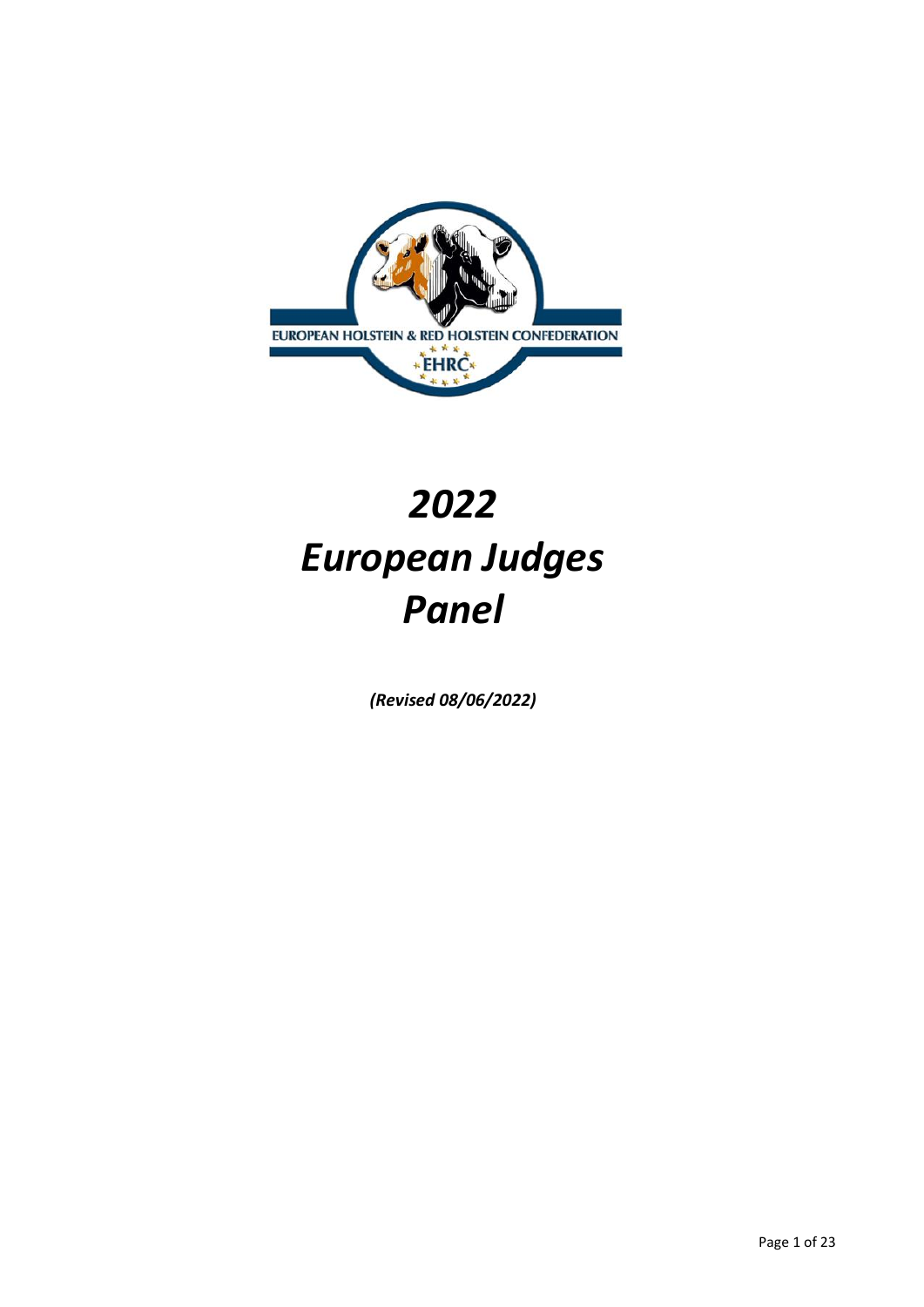EUROPEAN HOLSTEIN & RED HOLSTEIN CONFEDERATION

EHRC

# *2022*
# *European Judges Panel*

***(Revised 08/06/2022)***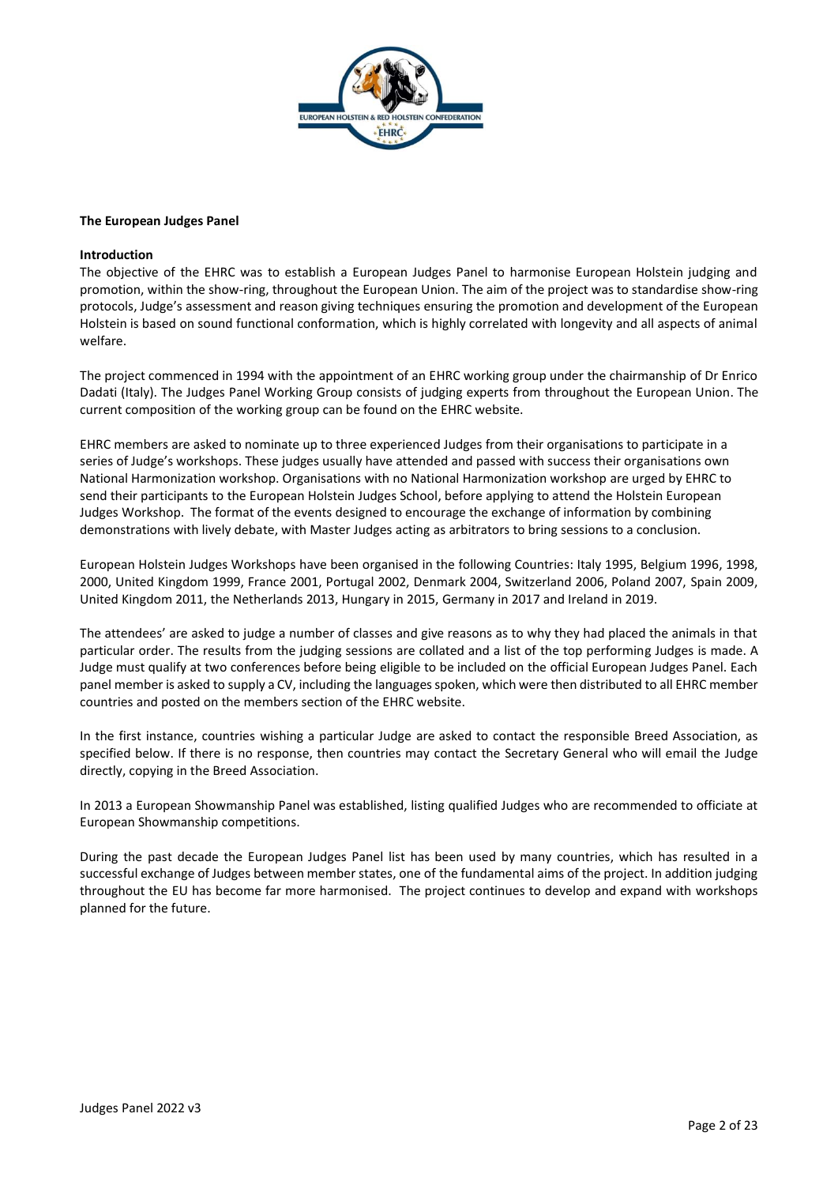**The European Judges Panel**

**Introduction**

The objective of the EHRC was to establish a European Judges Panel to harmonise European Holstein judging and promotion, within the show-ring, throughout the European Union. The aim of the project was to standardise show-ring protocols, Judge's assessment and reason giving techniques ensuring the promotion and development of the European Holstein is based on sound functional conformation, which is highly correlated with longevity and all aspects of animal welfare.

The project commenced in 1994 with the appointment of an EHRC working group under the chairmanship of Dr Enrico Dadati (Italy). The Judges Panel Working Group consists of judging experts from throughout the European Union. The current composition of the working group can be found on the EHRC website.

EHRC members are asked to nominate up to three experienced Judges from their organisations to participate in a series of Judge's workshops. These judges usually have attended and passed with success their organisations own National Harmonization workshop. Organisations with no National Harmonization workshop are urged by EHRC to send their participants to the European Holstein Judges School, before applying to attend the Holstein European Judges Workshop. The format of the events designed to encourage the exchange of information by combining demonstrations with lively debate, with Master Judges acting as arbitrators to bring sessions to a conclusion.

European Holstein Judges Workshops have been organised in the following Countries: Italy 1995, Belgium 1996, 1998, 2000, United Kingdom 1999, France 2001, Portugal 2002, Denmark 2004, Switzerland 2006, Poland 2007, Spain 2009, United Kingdom 2011, the Netherlands 2013, Hungary in 2015, Germany in 2017 and Ireland in 2019.

The attendees' are asked to judge a number of classes and give reasons as to why they had placed the animals in that particular order. The results from the judging sessions are collated and a list of the top performing Judges is made. A Judge must qualify at two conferences before being eligible to be included on the official European Judges Panel. Each panel member is asked to supply a CV, including the languages spoken, which were then distributed to all EHRC member countries and posted on the members section of the EHRC website.

In the first instance, countries wishing a particular Judge are asked to contact the responsible Breed Association, as specified below. If there is no response, then countries may contact the Secretary General who will email the Judge directly, copying in the Breed Association.

In 2013 a European Showmanship Panel was established, listing qualified Judges who are recommended to officiate at European Showmanship competitions.

During the past decade the European Judges Panel list has been used by many countries, which has resulted in a successful exchange of Judges between member states, one of the fundamental aims of the project. In addition judging throughout the EU has become far more harmonised. The project continues to develop and expand with workshops planned for the future.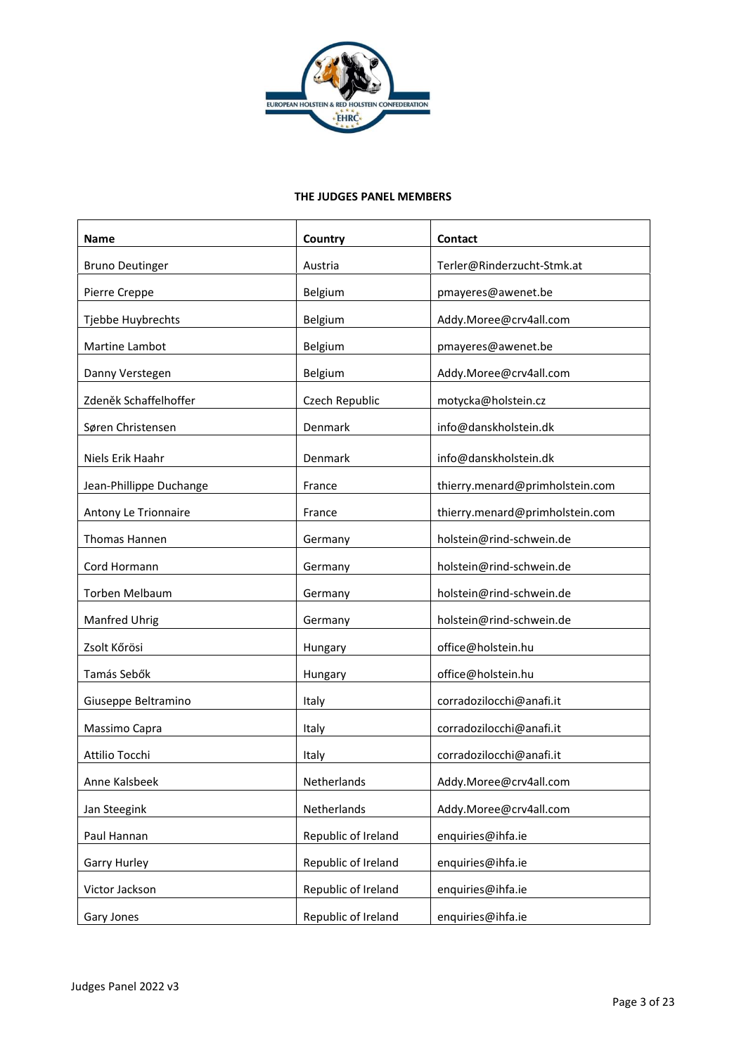**THE JUDGES PANEL MEMBERS**

| Name | Country | Contact |
| --- | --- | --- |
| Bruno Deutinger | Austria | Terler@Rinderzucht-Stmk.at |
| Pierre Creppe | Belgium | pmayeres@awenet.be |
| Tjebbe Huybrechts | Belgium | Addy.Moree@crv4all.com |
| Martine Lambot | Belgium | pmayeres@awenet.be |
| Danny Verstegen | Belgium | Addy.Moree@crv4all.com |
| Zdeněk Schaffelhoffer | Czech Republic | motycka@holstein.cz |
| Søren Christensen | Denmark | info@danskholstein.dk |
| Niels Erik Haahr | Denmark | info@danskholstein.dk |
| Jean-Phillippe Duchange | France | thierry.menard@primholstein.com |
| Antony Le Trionnaire | France | thierry.menard@primholstein.com |
| Thomas Hannen | Germany | holstein@rind-schwein.de |
| Cord Hormann | Germany | holstein@rind-schwein.de |
| Torben Melbaum | Germany | holstein@rind-schwein.de |
| Manfred Uhrig | Germany | holstein@rind-schwein.de |
| Zsolt Kőrösi | Hungary | office@holstein.hu |
| Tamás Sebők | Hungary | office@holstein.hu |
| Giuseppe Beltramino | Italy | corradozilocchi@anafi.it |
| Massimo Capra | Italy | corradozilocchi@anafi.it |
| Attilio Tocchi | Italy | corradozilocchi@anafi.it |
| Anne Kalsbeek | Netherlands | Addy.Moree@crv4all.com |
| Jan Steegink | Netherlands | Addy.Moree@crv4all.com |
| Paul Hannan | Republic of Ireland | enquiries@ihfa.ie |
| Garry Hurley | Republic of Ireland | enquiries@ihfa.ie |
| Victor Jackson | Republic of Ireland | enquiries@ihfa.ie |
| Gary Jones | Republic of Ireland | enquiries@ihfa.ie |

Judges Panel 2022 v3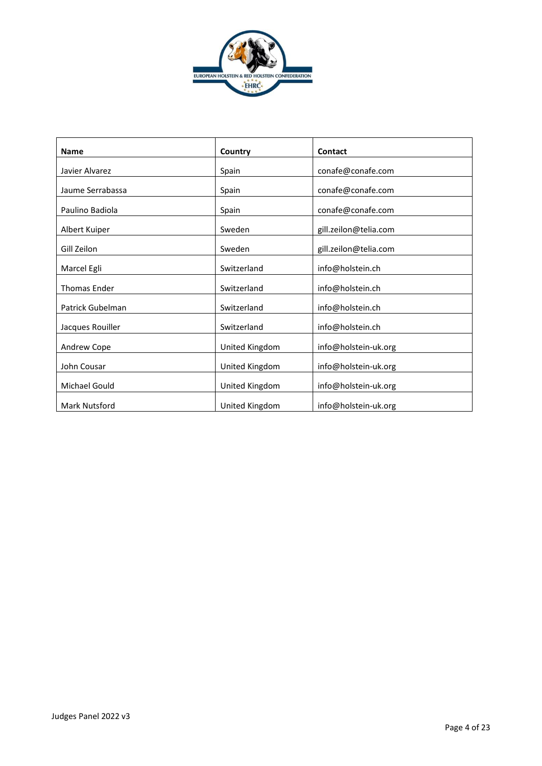| Name | Country | Contact |
|---|---|---|
| Javier Alvarez | Spain | conafe@conafe.com |
| Jaume Serrabassa | Spain | conafe@conafe.com |
| Paulino Badiola | Spain | conafe@conafe.com |
| Albert Kuiper | Sweden | gill.zeilon@telia.com |
| Gill Zeilon | Sweden | gill.zeilon@telia.com |
| Marcel Egli | Switzerland | info@holstein.ch |
| Thomas Ender | Switzerland | info@holstein.ch |
| Patrick Gubelman | Switzerland | info@holstein.ch |
| Jacques Rouiller | Switzerland | info@holstein.ch |
| Andrew Cope | United Kingdom | info@holstein-uk.org |
| John Cousar | United Kingdom | info@holstein-uk.org |
| Michael Gould | United Kingdom | info@holstein-uk.org |
| Mark Nutsford | United Kingdom | info@holstein-uk.org |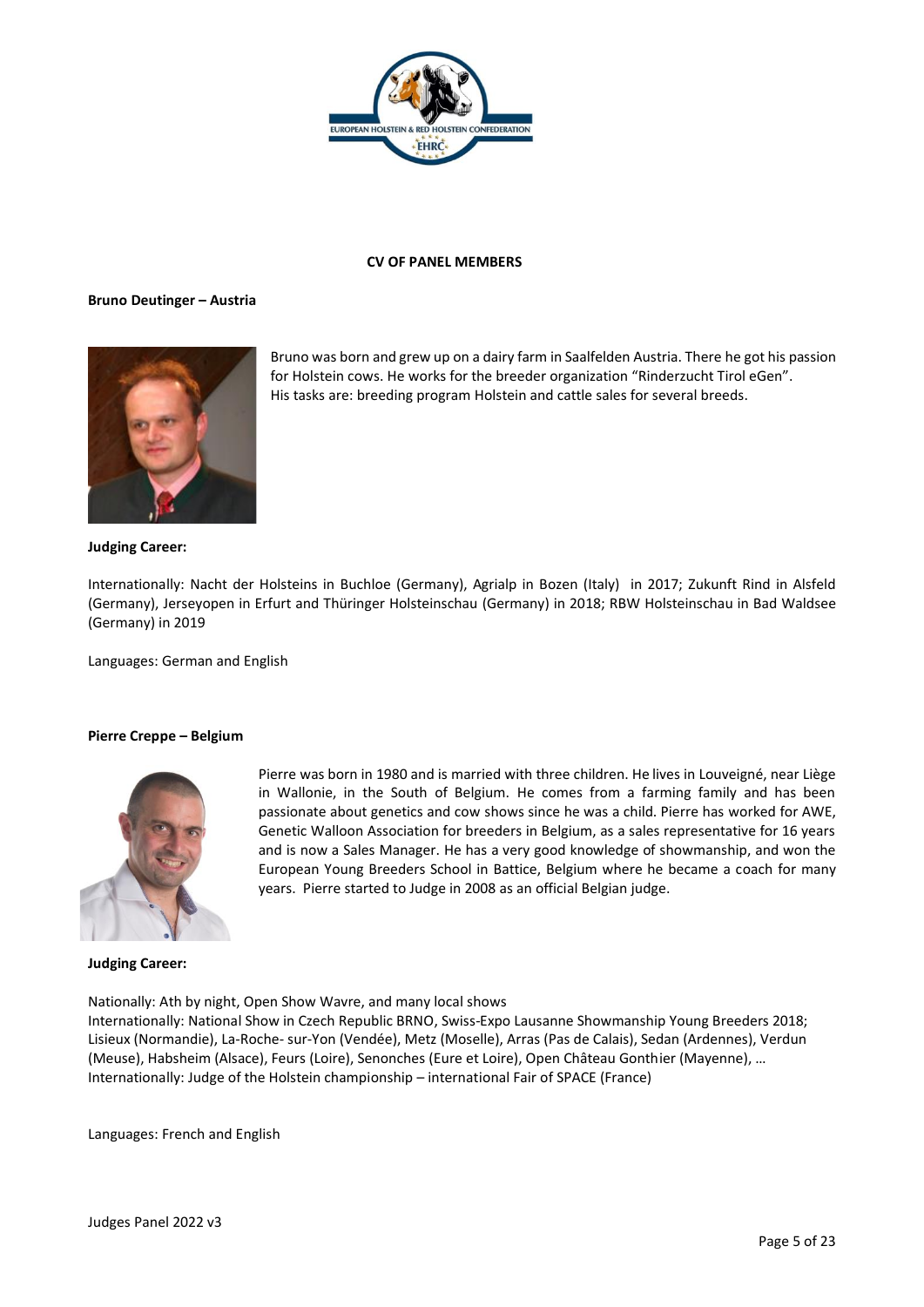## CV OF PANEL MEMBERS

### Bruno Deutinger – Austria

Bruno was born and grew up on a dairy farm in Saalfelden Austria. There he got his passion for Holstein cows. He works for the breeder organization "Rinderzucht Tirol eGen". His tasks are: breeding program Holstein and cattle sales for several breeds.

**Judging Career:**

Internationally: Nacht der Holsteins in Buchloe (Germany), Agrialp in Bozen (Italy) in 2017; Zukunft Rind in Alsfeld (Germany), Jerseyopen in Erfurt and Thüringer Holsteinschau (Germany) in 2018; RBW Holsteinschau in Bad Waldsee (Germany) in 2019

Languages: German and English

### Pierre Creppe – Belgium

Pierre was born in 1980 and is married with three children. He lives in Louveigné, near Liège in Wallonie, in the South of Belgium. He comes from a farming family and has been passionate about genetics and cow shows since he was a child. Pierre has worked for AWE, Genetic Walloon Association for breeders in Belgium, as a sales representative for 16 years and is now a Sales Manager. He has a very good knowledge of showmanship, and won the European Young Breeders School in Battice, Belgium where he became a coach for many years. Pierre started to Judge in 2008 as an official Belgian judge.

**Judging Career:**

Nationally: Ath by night, Open Show Wavre, and many local shows
Internationally: National Show in Czech Republic BRNO, Swiss-Expo Lausanne Showmanship Young Breeders 2018; Lisieux (Normandie), La-Roche- sur-Yon (Vendée), Metz (Moselle), Arras (Pas de Calais), Sedan (Ardennes), Verdun (Meuse), Habsheim (Alsace), Feurs (Loire), Senonches (Eure et Loire), Open Château Gonthier (Mayenne), …
Internationally: Judge of the Holstein championship – international Fair of SPACE (France)

Languages: French and English

Judges Panel 2022 v3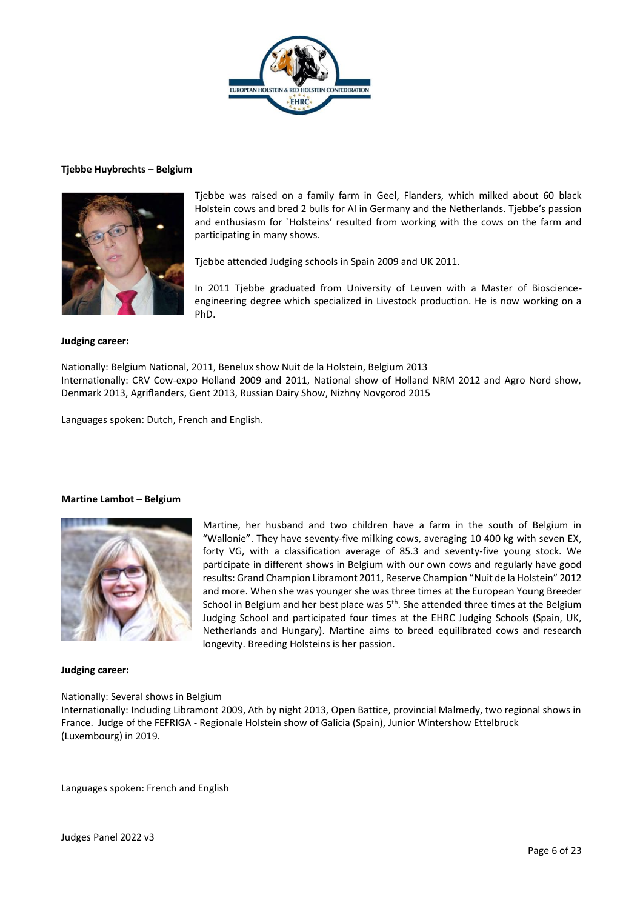**Tjebbe Huybrechts – Belgium**

Tjebbe was raised on a family farm in Geel, Flanders, which milked about 60 black Holstein cows and bred 2 bulls for AI in Germany and the Netherlands. Tjebbe's passion and enthusiasm for `Holsteins' resulted from working with the cows on the farm and participating in many shows.

Tjebbe attended Judging schools in Spain 2009 and UK 2011.

In 2011 Tjebbe graduated from University of Leuven with a Master of Bioscience-engineering degree which specialized in Livestock production. He is now working on a PhD.

**Judging career:**

Nationally: Belgium National, 2011, Benelux show Nuit de la Holstein, Belgium 2013
Internationally: CRV Cow-expo Holland 2009 and 2011, National show of Holland NRM 2012 and Agro Nord show, Denmark 2013, Agriflanders, Gent 2013, Russian Dairy Show, Nizhny Novgorod 2015

Languages spoken: Dutch, French and English.

**Martine Lambot – Belgium**

Martine, her husband and two children have a farm in the south of Belgium in "Wallonie". They have seventy-five milking cows, averaging 10 400 kg with seven EX, forty VG, with a classification average of 85.3 and seventy-five young stock. We participate in different shows in Belgium with our own cows and regularly have good results: Grand Champion Libramont 2011, Reserve Champion "Nuit de la Holstein" 2012 and more. When she was younger she was three times at the European Young Breeder School in Belgium and her best place was 5th. She attended three times at the Belgium Judging School and participated four times at the EHRC Judging Schools (Spain, UK, Netherlands and Hungary). Martine aims to breed equilibrated cows and research longevity. Breeding Holsteins is her passion.

**Judging career:**

Nationally: Several shows in Belgium
Internationally: Including Libramont 2009, Ath by night 2013, Open Battice, provincial Malmedy, two regional shows in France. Judge of the FEFRIGA - Regionale Holstein show of Galicia (Spain), Junior Wintershow Ettelbruck (Luxembourg) in 2019.

Languages spoken: French and English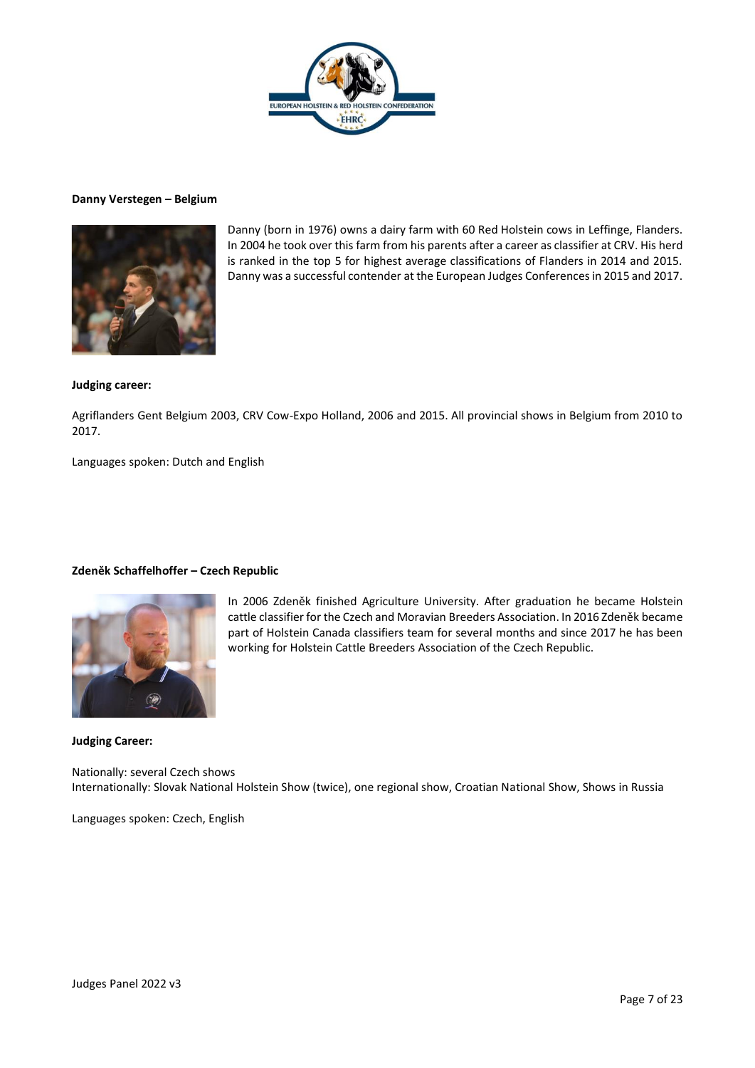**Danny Verstegen – Belgium**

Danny (born in 1976) owns a dairy farm with 60 Red Holstein cows in Leffinge, Flanders. In 2004 he took over this farm from his parents after a career as classifier at CRV. His herd is ranked in the top 5 for highest average classifications of Flanders in 2014 and 2015. Danny was a successful contender at the European Judges Conferences in 2015 and 2017.

**Judging career:**

Agriflanders Gent Belgium 2003, CRV Cow-Expo Holland, 2006 and 2015. All provincial shows in Belgium from 2010 to 2017.

Languages spoken: Dutch and English

**Zdeněk Schaffelhoffer – Czech Republic**

In 2006 Zdeněk finished Agriculture University. After graduation he became Holstein cattle classifier for the Czech and Moravian Breeders Association. In 2016 Zdeněk became part of Holstein Canada classifiers team for several months and since 2017 he has been working for Holstein Cattle Breeders Association of the Czech Republic.

**Judging Career:**

Nationally: several Czech shows
Internationally: Slovak National Holstein Show (twice), one regional show, Croatian National Show, Shows in Russia

Languages spoken: Czech, English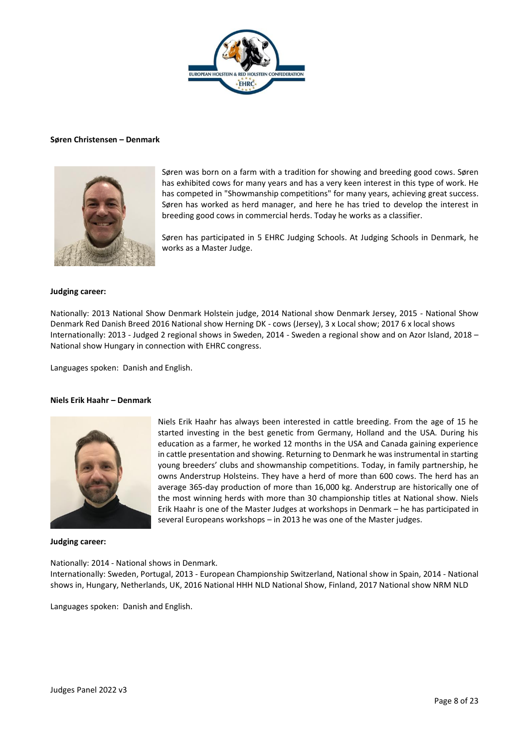**Søren Christensen – Denmark**

Søren was born on a farm with a tradition for showing and breeding good cows. Søren has exhibited cows for many years and has a very keen interest in this type of work. He has competed in "Showmanship competitions" for many years, achieving great success. Søren has worked as herd manager, and here he has tried to develop the interest in breeding good cows in commercial herds. Today he works as a classifier.

Søren has participated in 5 EHRC Judging Schools. At Judging Schools in Denmark, he works as a Master Judge.

**Judging career:**

Nationally: 2013 National Show Denmark Holstein judge, 2014 National show Denmark Jersey, 2015 - National Show Denmark Red Danish Breed 2016 National show Herning DK - cows (Jersey), 3 x Local show; 2017 6 x local shows
Internationally: 2013 - Judged 2 regional shows in Sweden, 2014 - Sweden a regional show and on Azor Island, 2018 – National show Hungary in connection with EHRC congress.

Languages spoken: Danish and English.

**Niels Erik Haahr – Denmark**

Niels Erik Haahr has always been interested in cattle breeding. From the age of 15 he started investing in the best genetic from Germany, Holland and the USA. During his education as a farmer, he worked 12 months in the USA and Canada gaining experience in cattle presentation and showing. Returning to Denmark he was instrumental in starting young breeders' clubs and showmanship competitions. Today, in family partnership, he owns Anderstrup Holsteins. They have a herd of more than 600 cows. The herd has an average 365-day production of more than 16,000 kg. Anderstrup are historically one of the most winning herds with more than 30 championship titles at National show. Niels Erik Haahr is one of the Master Judges at workshops in Denmark – he has participated in several Europeans workshops – in 2013 he was one of the Master judges.

**Judging career:**

Nationally: 2014 - National shows in Denmark.
Internationally: Sweden, Portugal, 2013 - European Championship Switzerland, National show in Spain, 2014 - National shows in, Hungary, Netherlands, UK, 2016 National HHH NLD National Show, Finland, 2017 National show NRM NLD

Languages spoken: Danish and English.

Judges Panel 2022 v3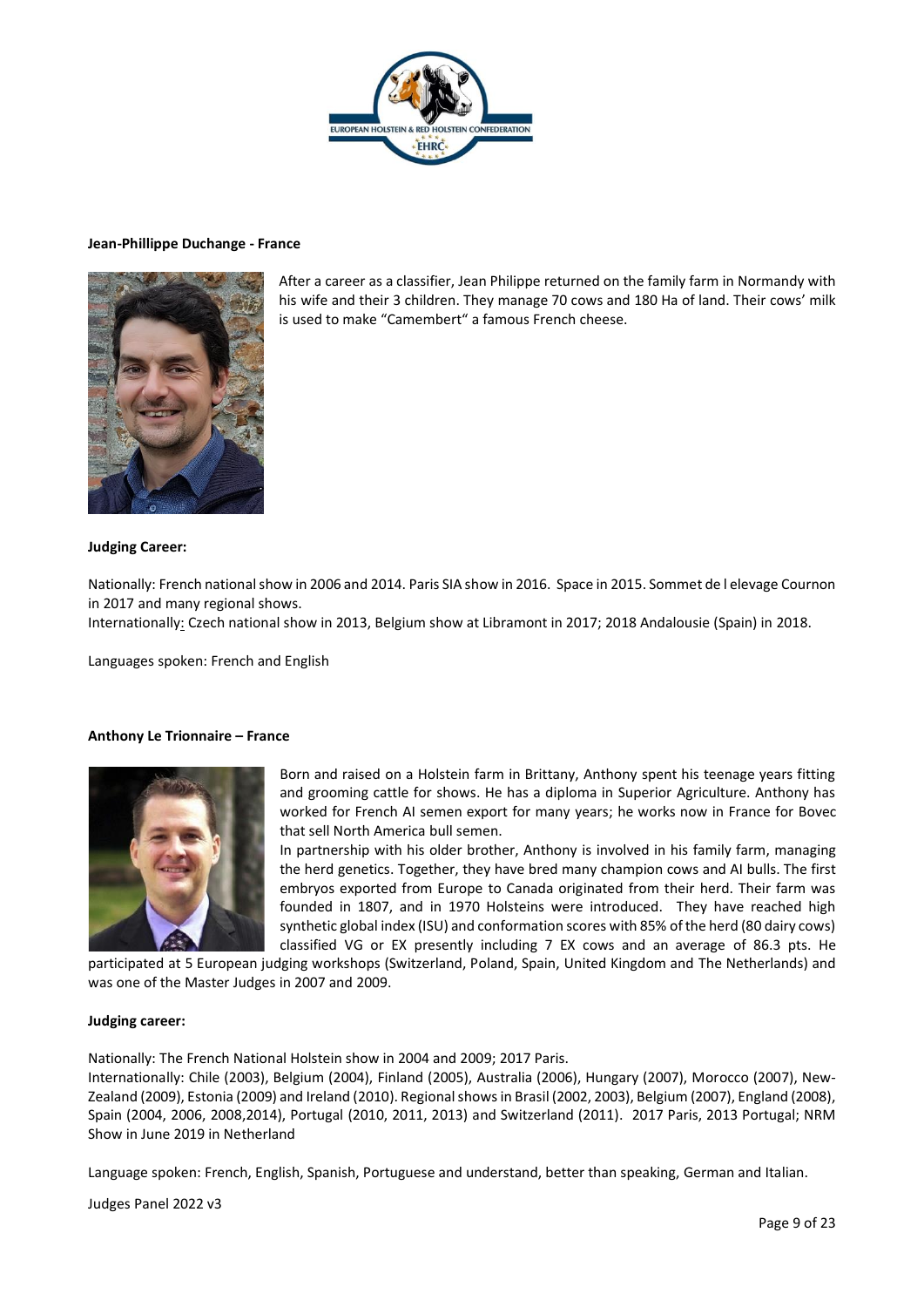**Jean-Phillippe Duchange - France**

After a career as a classifier, Jean Philippe returned on the family farm in Normandy with his wife and their 3 children. They manage 70 cows and 180 Ha of land. Their cows' milk is used to make "Camembert" a famous French cheese.

**Judging Career:**

Nationally: French national show in 2006 and 2014. Paris SIA show in 2016. Space in 2015. Sommet de l elevage Cournon in 2017 and many regional shows.

Internationally: Czech national show in 2013, Belgium show at Libramont in 2017; 2018 Andalousie (Spain) in 2018.

Languages spoken: French and English

**Anthony Le Trionnaire – France**

Born and raised on a Holstein farm in Brittany, Anthony spent his teenage years fitting and grooming cattle for shows. He has a diploma in Superior Agriculture. Anthony has worked for French AI semen export for many years; he works now in France for Bovec that sell North America bull semen.

In partnership with his older brother, Anthony is involved in his family farm, managing the herd genetics. Together, they have bred many champion cows and AI bulls. The first embryos exported from Europe to Canada originated from their herd. Their farm was founded in 1807, and in 1970 Holsteins were introduced. They have reached high synthetic global index (ISU) and conformation scores with 85% of the herd (80 dairy cows) classified VG or EX presently including 7 EX cows and an average of 86.3 pts. He participated at 5 European judging workshops (Switzerland, Poland, Spain, United Kingdom and The Netherlands) and was one of the Master Judges in 2007 and 2009.

**Judging career:**

Nationally: The French National Holstein show in 2004 and 2009; 2017 Paris.

Internationally: Chile (2003), Belgium (2004), Finland (2005), Australia (2006), Hungary (2007), Morocco (2007), New-Zealand (2009), Estonia (2009) and Ireland (2010). Regional shows in Brasil (2002, 2003), Belgium (2007), England (2008), Spain (2004, 2006, 2008,2014), Portugal (2010, 2011, 2013) and Switzerland (2011). 2017 Paris, 2013 Portugal; NRM Show in June 2019 in Netherland

Language spoken: French, English, Spanish, Portuguese and understand, better than speaking, German and Italian.

Judges Panel 2022 v3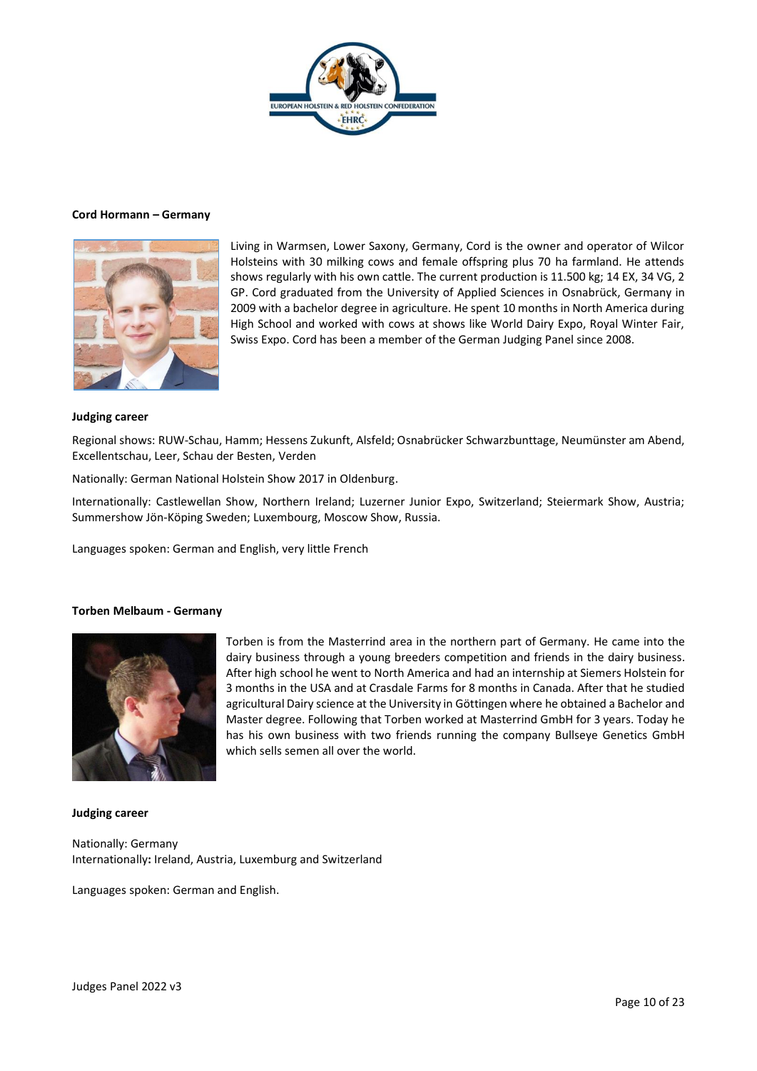**Cord Hormann – Germany**

Living in Warmsen, Lower Saxony, Germany, Cord is the owner and operator of Wilcor Holsteins with 30 milking cows and female offspring plus 70 ha farmland. He attends shows regularly with his own cattle. The current production is 11.500 kg; 14 EX, 34 VG, 2 GP. Cord graduated from the University of Applied Sciences in Osnabrück, Germany in 2009 with a bachelor degree in agriculture. He spent 10 months in North America during High School and worked with cows at shows like World Dairy Expo, Royal Winter Fair, Swiss Expo. Cord has been a member of the German Judging Panel since 2008.

**Judging career**

Regional shows: RUW-Schau, Hamm; Hessens Zukunft, Alsfeld; Osnabrücker Schwarzbunttage, Neumünster am Abend, Excellentschau, Leer, Schau der Besten, Verden

Nationally: German National Holstein Show 2017 in Oldenburg.

Internationally: Castlewellan Show, Northern Ireland; Luzerner Junior Expo, Switzerland; Steiermark Show, Austria; Summershow Jön-Köping Sweden; Luxembourg, Moscow Show, Russia.

Languages spoken: German and English, very little French

**Torben Melbaum - Germany**

Torben is from the Masterrind area in the northern part of Germany. He came into the dairy business through a young breeders competition and friends in the dairy business. After high school he went to North America and had an internship at Siemers Holstein for 3 months in the USA and at Crasdale Farms for 8 months in Canada. After that he studied agricultural Dairy science at the University in Göttingen where he obtained a Bachelor and Master degree. Following that Torben worked at Masterrind GmbH for 3 years. Today he has his own business with two friends running the company Bullseye Genetics GmbH which sells semen all over the world.

**Judging career**

Nationally: Germany
Internationally**:** Ireland, Austria, Luxemburg and Switzerland

Languages spoken: German and English.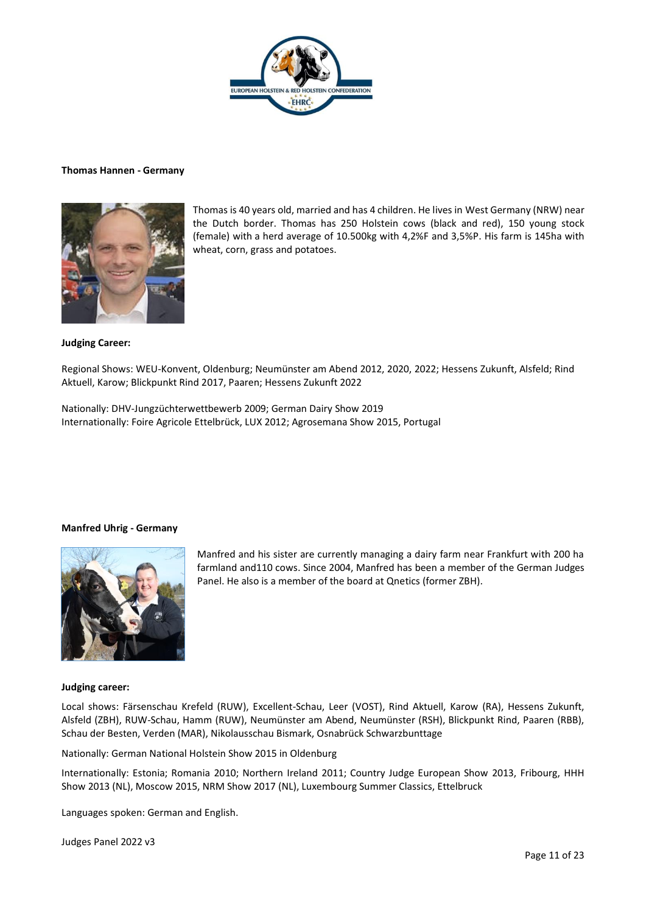**Thomas Hannen - Germany**

Thomas is 40 years old, married and has 4 children. He lives in West Germany (NRW) near the Dutch border. Thomas has 250 Holstein cows (black and red), 150 young stock (female) with a herd average of 10.500kg with 4,2%F and 3,5%P. His farm is 145ha with wheat, corn, grass and potatoes.

**Judging Career:**

Regional Shows: WEU-Konvent, Oldenburg; Neumünster am Abend 2012, 2020, 2022; Hessens Zukunft, Alsfeld; Rind Aktuell, Karow; Blickpunkt Rind 2017, Paaren; Hessens Zukunft 2022

Nationally: DHV-Jungzüchterwettbewerb 2009; German Dairy Show 2019
Internationally: Foire Agricole Ettelbrück, LUX 2012; Agrosemana Show 2015, Portugal

**Manfred Uhrig - Germany**

Manfred and his sister are currently managing a dairy farm near Frankfurt with 200 ha farmland and110 cows. Since 2004, Manfred has been a member of the German Judges Panel. He also is a member of the board at Qnetics (former ZBH).

**Judging career:**

Local shows: Färsenschau Krefeld (RUW), Excellent-Schau, Leer (VOST), Rind Aktuell, Karow (RA), Hessens Zukunft, Alsfeld (ZBH), RUW-Schau, Hamm (RUW), Neumünster am Abend, Neumünster (RSH), Blickpunkt Rind, Paaren (RBB), Schau der Besten, Verden (MAR), Nikolausschau Bismark, Osnabrück Schwarzbunttage

Nationally: German National Holstein Show 2015 in Oldenburg

Internationally: Estonia; Romania 2010; Northern Ireland 2011; Country Judge European Show 2013, Fribourg, HHH Show 2013 (NL), Moscow 2015, NRM Show 2017 (NL), Luxembourg Summer Classics, Ettelbruck

Languages spoken: German and English.

Judges Panel 2022 v3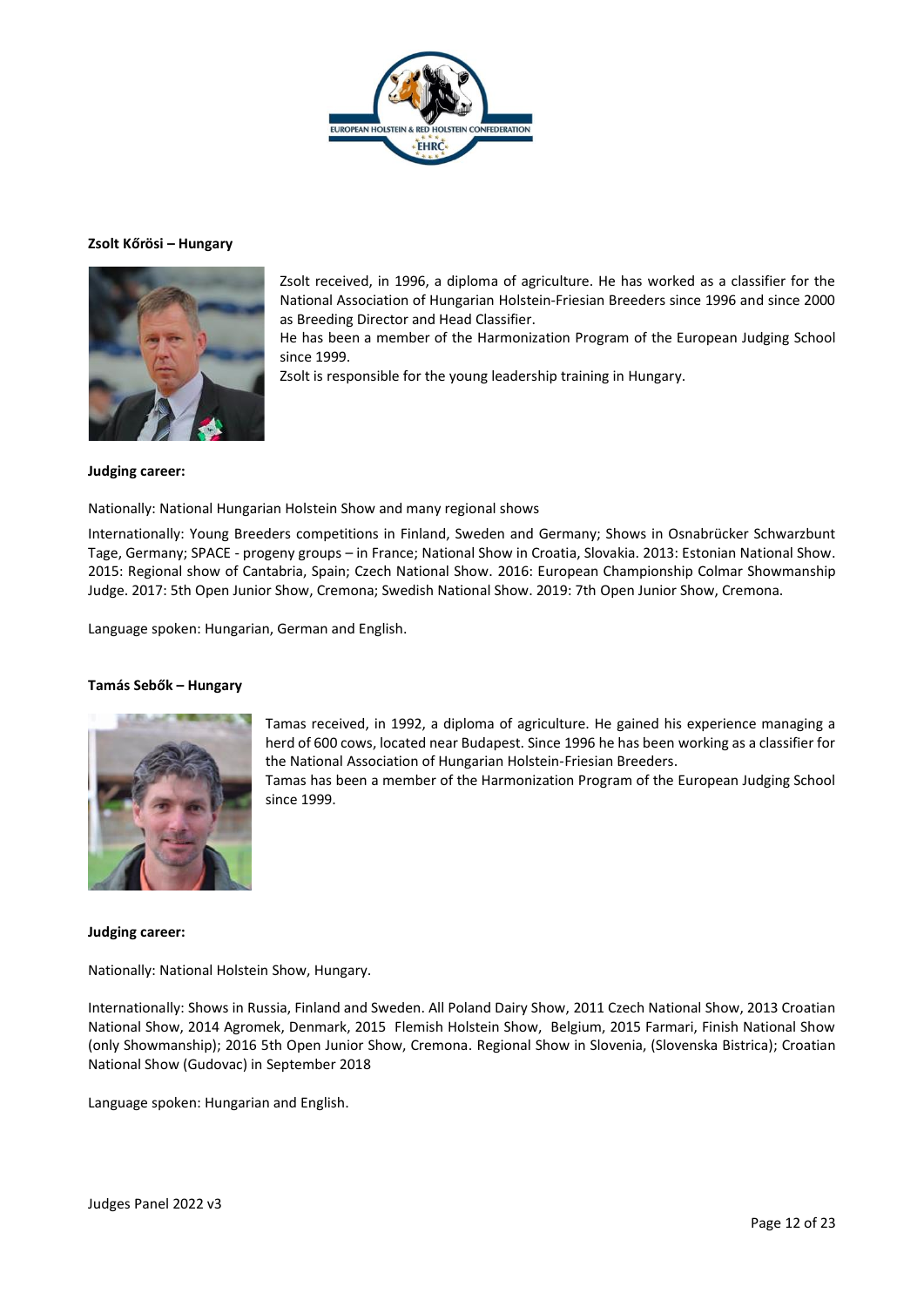**Zsolt Kőrösi – Hungary**

Zsolt received, in 1996, a diploma of agriculture. He has worked as a classifier for the National Association of Hungarian Holstein-Friesian Breeders since 1996 and since 2000 as Breeding Director and Head Classifier.

He has been a member of the Harmonization Program of the European Judging School since 1999.

Zsolt is responsible for the young leadership training in Hungary.

**Judging career:**

Nationally: National Hungarian Holstein Show and many regional shows

Internationally: Young Breeders competitions in Finland, Sweden and Germany; Shows in Osnabrücker Schwarzbunt Tage, Germany; SPACE - progeny groups – in France; National Show in Croatia, Slovakia. 2013: Estonian National Show. 2015: Regional show of Cantabria, Spain; Czech National Show. 2016: European Championship Colmar Showmanship Judge. 2017: 5th Open Junior Show, Cremona; Swedish National Show. 2019: 7th Open Junior Show, Cremona.

Language spoken: Hungarian, German and English.

**Tamás Sebők – Hungary**

Tamas received, in 1992, a diploma of agriculture. He gained his experience managing a herd of 600 cows, located near Budapest. Since 1996 he has been working as a classifier for the National Association of Hungarian Holstein-Friesian Breeders.

Tamas has been a member of the Harmonization Program of the European Judging School since 1999.

**Judging career:**

Nationally: National Holstein Show, Hungary.

Internationally: Shows in Russia, Finland and Sweden. All Poland Dairy Show, 2011 Czech National Show, 2013 Croatian National Show, 2014 Agromek, Denmark, 2015 Flemish Holstein Show, Belgium, 2015 Farmari, Finish National Show (only Showmanship); 2016 5th Open Junior Show, Cremona. Regional Show in Slovenia, (Slovenska Bistrica); Croatian National Show (Gudovac) in September 2018

Language spoken: Hungarian and English.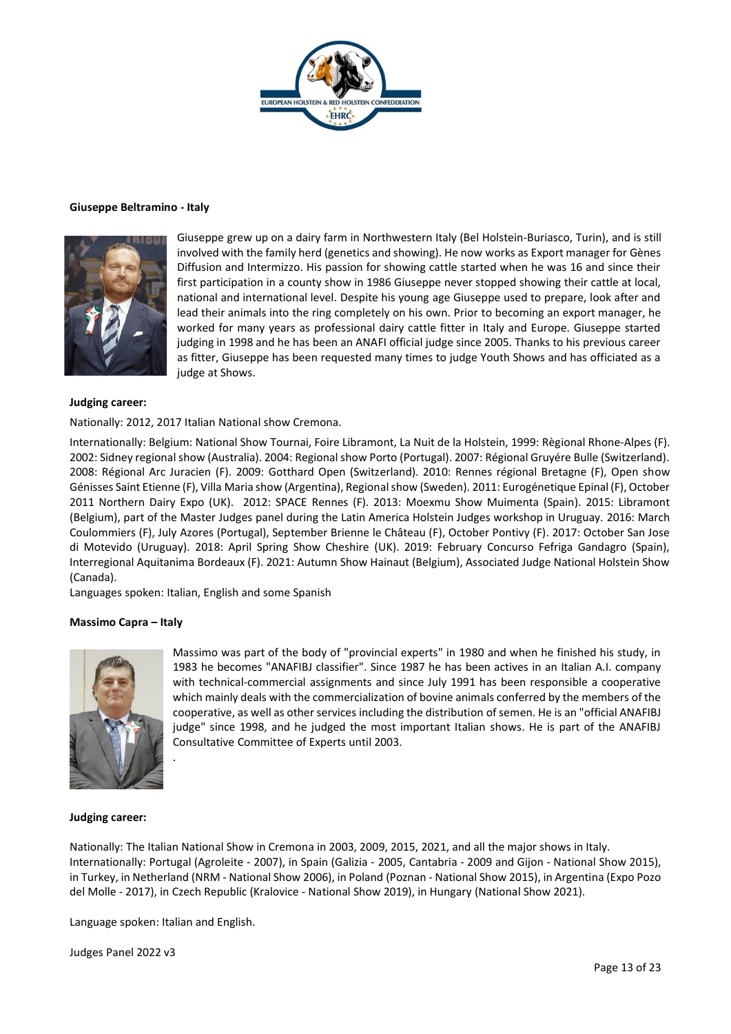**Giuseppe Beltramino - Italy**

Giuseppe grew up on a dairy farm in Northwestern Italy (Bel Holstein-Buriasco, Turin), and is still involved with the family herd (genetics and showing). He now works as Export manager for Gènes Diffusion and Intermizzo. His passion for showing cattle started when he was 16 and since their first participation in a county show in 1986 Giuseppe never stopped showing their cattle at local, national and international level. Despite his young age Giuseppe used to prepare, look after and lead their animals into the ring completely on his own. Prior to becoming an export manager, he worked for many years as professional dairy cattle fitter in Italy and Europe. Giuseppe started judging in 1998 and he has been an ANAFI official judge since 2005. Thanks to his previous career as fitter, Giuseppe has been requested many times to judge Youth Shows and has officiated as a judge at Shows.

**Judging career:**

Nationally: 2012, 2017 Italian National show Cremona.

Internationally: Belgium: National Show Tournai, Foire Libramont, La Nuit de la Holstein, 1999: Règional Rhone-Alpes (F). 2002: Sidney regional show (Australia). 2004: Regional show Porto (Portugal). 2007: Régional Gruyére Bulle (Switzerland). 2008: Régional Arc Juracien (F). 2009: Gotthard Open (Switzerland). 2010: Rennes régional Bretagne (F), Open show Génisses Saint Etienne (F), Villa Maria show (Argentina), Regional show (Sweden). 2011: Eurogénetique Epinal (F), October 2011 Northern Dairy Expo (UK). 2012: SPACE Rennes (F). 2013: Moexmu Show Muimenta (Spain). 2015: Libramont (Belgium), part of the Master Judges panel during the Latin America Holstein Judges workshop in Uruguay. 2016: March Coulommiers (F), July Azores (Portugal), September Brienne le Château (F), October Pontivy (F). 2017: October San Jose di Motevido (Uruguay). 2018: April Spring Show Cheshire (UK). 2019: February Concurso Fefriga Gandagro (Spain), Interregional Aquitanima Bordeaux (F). 2021: Autumn Show Hainaut (Belgium), Associated Judge National Holstein Show (Canada).

Languages spoken: Italian, English and some Spanish

**Massimo Capra – Italy**

Massimo was part of the body of "provincial experts" in 1980 and when he finished his study, in 1983 he becomes "ANAFIBJ classifier". Since 1987 he has been actives in an Italian A.I. company with technical-commercial assignments and since July 1991 has been responsible a cooperative which mainly deals with the commercialization of bovine animals conferred by the members of the cooperative, as well as other services including the distribution of semen. He is an "official ANAFIBJ judge" since 1998, and he judged the most important Italian shows. He is part of the ANAFIBJ Consultative Committee of Experts until 2003.

**Judging career:**

Nationally: The Italian National Show in Cremona in 2003, 2009, 2015, 2021, and all the major shows in Italy.
Internationally: Portugal (Agroleite - 2007), in Spain (Galizia - 2005, Cantabria - 2009 and Gijon - National Show 2015), in Turkey, in Netherland (NRM - National Show 2006), in Poland (Poznan - National Show 2015), in Argentina (Expo Pozo del Molle - 2017), in Czech Republic (Kralovice - National Show 2019), in Hungary (National Show 2021).

Language spoken: Italian and English.

Judges Panel 2022 v3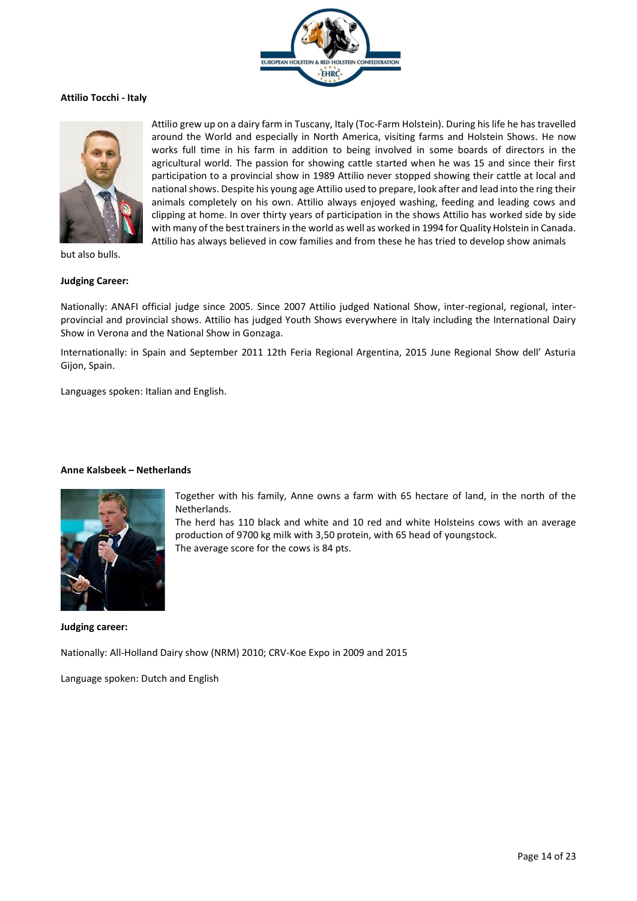**Attilio Tocchi - Italy**

Attilio grew up on a dairy farm in Tuscany, Italy (Toc-Farm Holstein). During his life he has travelled around the World and especially in North America, visiting farms and Holstein Shows. He now works full time in his farm in addition to being involved in some boards of directors in the agricultural world. The passion for showing cattle started when he was 15 and since their first participation to a provincial show in 1989 Attilio never stopped showing their cattle at local and national shows. Despite his young age Attilio used to prepare, look after and lead into the ring their animals completely on his own. Attilio always enjoyed washing, feeding and leading cows and clipping at home. In over thirty years of participation in the shows Attilio has worked side by side with many of the best trainers in the world as well as worked in 1994 for Quality Holstein in Canada. Attilio has always believed in cow families and from these he has tried to develop show animals but also bulls.

**Judging Career:**

Nationally: ANAFI official judge since 2005. Since 2007 Attilio judged National Show, inter-regional, regional, inter-provincial and provincial shows. Attilio has judged Youth Shows everywhere in Italy including the International Dairy Show in Verona and the National Show in Gonzaga.

Internationally: in Spain and September 2011 12th Feria Regional Argentina, 2015 June Regional Show dell' Asturia Gijon, Spain.

Languages spoken: Italian and English.

**Anne Kalsbeek – Netherlands**

Together with his family, Anne owns a farm with 65 hectare of land, in the north of the Netherlands.
The herd has 110 black and white and 10 red and white Holsteins cows with an average production of 9700 kg milk with 3,50 protein, with 65 head of youngstock.
The average score for the cows is 84 pts.

**Judging career:**

Nationally: All-Holland Dairy show (NRM) 2010; CRV-Koe Expo in 2009 and 2015

Language spoken: Dutch and English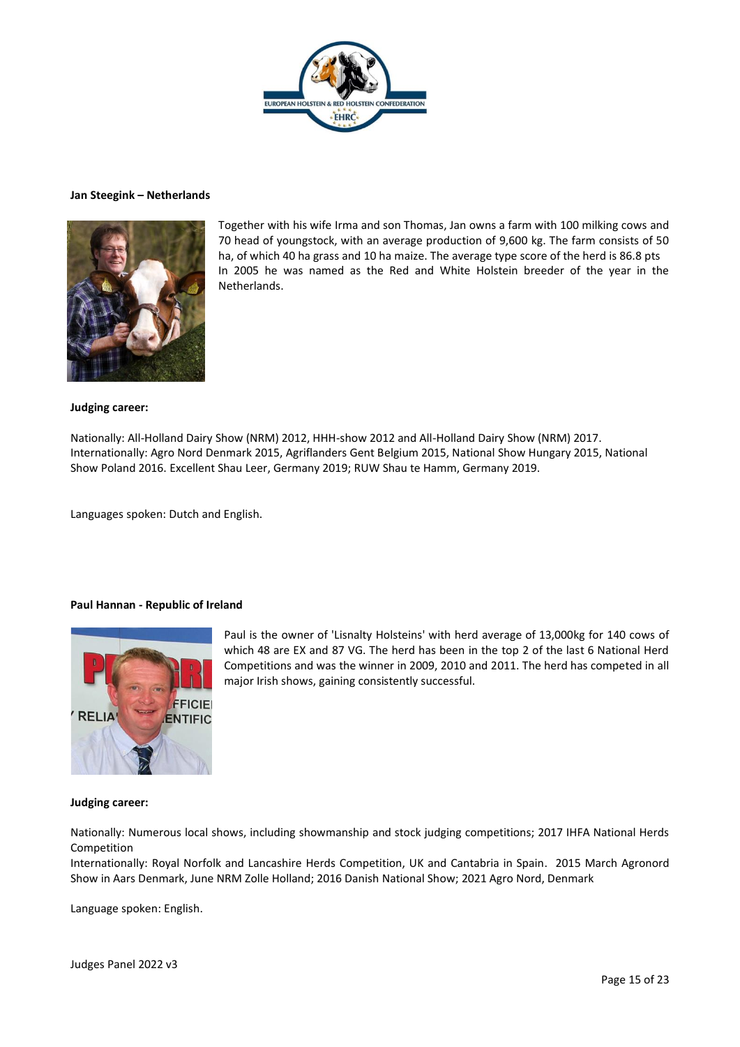**Jan Steegink – Netherlands**

Together with his wife Irma and son Thomas, Jan owns a farm with 100 milking cows and 70 head of youngstock, with an average production of 9,600 kg. The farm consists of 50 ha, of which 40 ha grass and 10 ha maize. The average type score of the herd is 86.8 pts In 2005 he was named as the Red and White Holstein breeder of the year in the Netherlands.

**Judging career:**

Nationally: All-Holland Dairy Show (NRM) 2012, HHH-show 2012 and All-Holland Dairy Show (NRM) 2017.
Internationally: Agro Nord Denmark 2015, Agriflanders Gent Belgium 2015, National Show Hungary 2015, National Show Poland 2016. Excellent Shau Leer, Germany 2019; RUW Shau te Hamm, Germany 2019.

Languages spoken: Dutch and English.

**Paul Hannan - Republic of Ireland**

Paul is the owner of 'Lisnalty Holsteins' with herd average of 13,000kg for 140 cows of which 48 are EX and 87 VG. The herd has been in the top 2 of the last 6 National Herd Competitions and was the winner in 2009, 2010 and 2011. The herd has competed in all major Irish shows, gaining consistently successful.

**Judging career:**

Nationally: Numerous local shows, including showmanship and stock judging competitions; 2017 IHFA National Herds Competition
Internationally: Royal Norfolk and Lancashire Herds Competition, UK and Cantabria in Spain. 2015 March Agronord Show in Aars Denmark, June NRM Zolle Holland; 2016 Danish National Show; 2021 Agro Nord, Denmark

Language spoken: English.

Judges Panel 2022 v3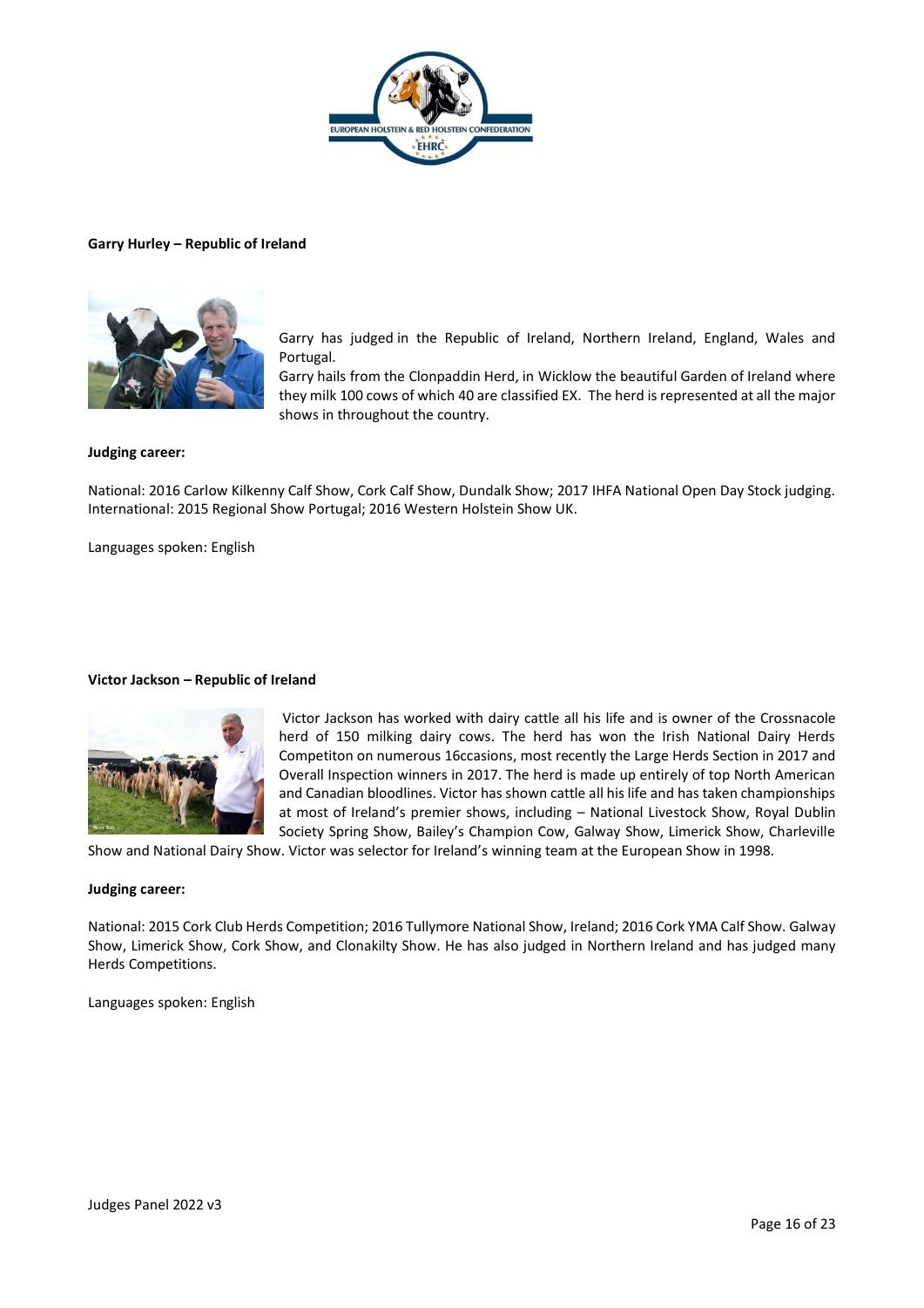**Garry Hurley – Republic of Ireland**

Garry has judged in the Republic of Ireland, Northern Ireland, England, Wales and Portugal.
Garry hails from the Clonpaddin Herd, in Wicklow the beautiful Garden of Ireland where they milk 100 cows of which 40 are classified EX. The herd is represented at all the major shows in throughout the country.

**Judging career:**

National: 2016 Carlow Kilkenny Calf Show, Cork Calf Show, Dundalk Show; 2017 IHFA National Open Day Stock judging.
International: 2015 Regional Show Portugal; 2016 Western Holstein Show UK.

Languages spoken: English

**Victor Jackson – Republic of Ireland**

Victor Jackson has worked with dairy cattle all his life and is owner of the Crossnacole herd of 150 milking dairy cows. The herd has won the Irish National Dairy Herds Competiton on numerous 16ccasions, most recently the Large Herds Section in 2017 and Overall Inspection winners in 2017. The herd is made up entirely of top North American and Canadian bloodlines. Victor has shown cattle all his life and has taken championships at most of Ireland's premier shows, including – National Livestock Show, Royal Dublin Society Spring Show, Bailey's Champion Cow, Galway Show, Limerick Show, Charleville Show and National Dairy Show. Victor was selector for Ireland's winning team at the European Show in 1998.

**Judging career:**

National: 2015 Cork Club Herds Competition; 2016 Tullymore National Show, Ireland; 2016 Cork YMA Calf Show. Galway Show, Limerick Show, Cork Show, and Clonakilty Show. He has also judged in Northern Ireland and has judged many Herds Competitions.

Languages spoken: English

Judges Panel 2022 v3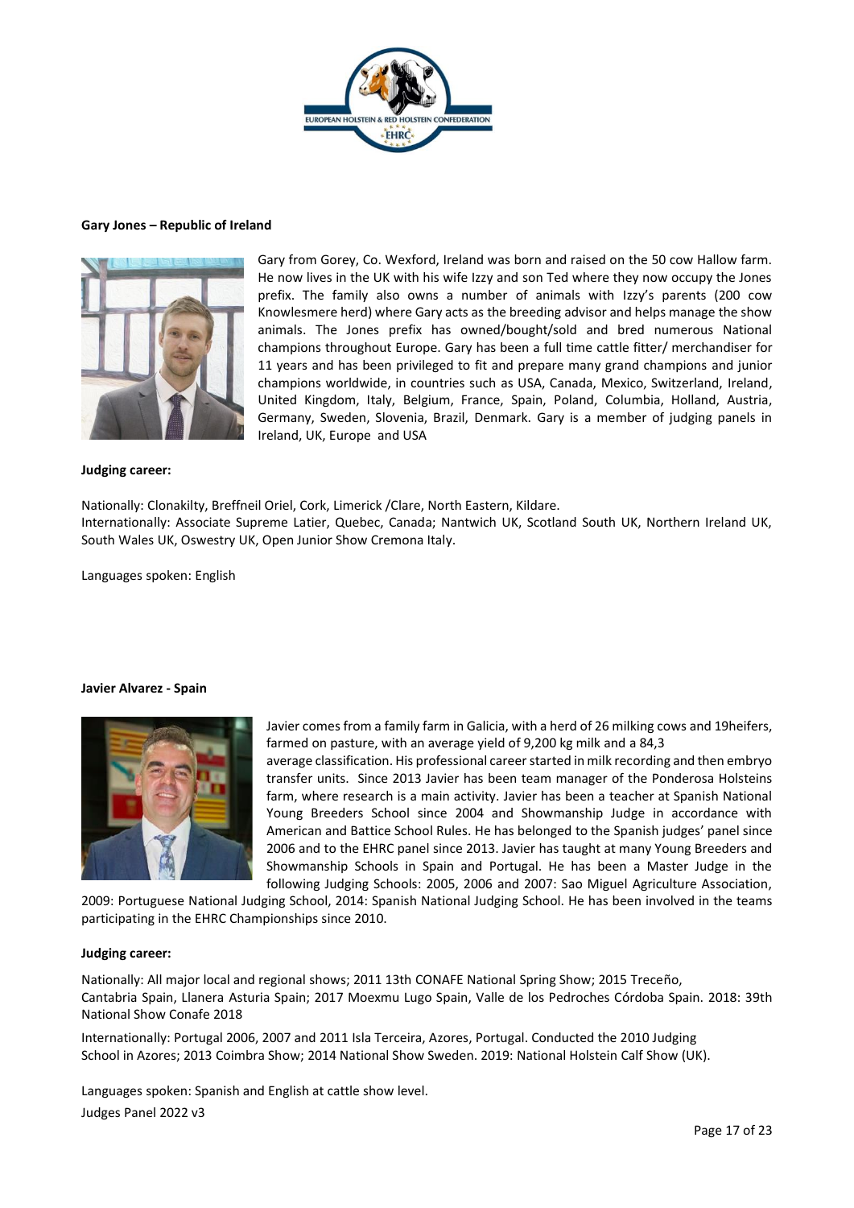**Gary Jones – Republic of Ireland**

Gary from Gorey, Co. Wexford, Ireland was born and raised on the 50 cow Hallow farm. He now lives in the UK with his wife Izzy and son Ted where they now occupy the Jones prefix. The family also owns a number of animals with Izzy's parents (200 cow Knowlesmere herd) where Gary acts as the breeding advisor and helps manage the show animals. The Jones prefix has owned/bought/sold and bred numerous National champions throughout Europe. Gary has been a full time cattle fitter/ merchandiser for 11 years and has been privileged to fit and prepare many grand champions and junior champions worldwide, in countries such as USA, Canada, Mexico, Switzerland, Ireland, United Kingdom, Italy, Belgium, France, Spain, Poland, Columbia, Holland, Austria, Germany, Sweden, Slovenia, Brazil, Denmark. Gary is a member of judging panels in Ireland, UK, Europe and USA

**Judging career:**

Nationally: Clonakilty, Breffneil Oriel, Cork, Limerick /Clare, North Eastern, Kildare.
Internationally: Associate Supreme Latier, Quebec, Canada; Nantwich UK, Scotland South UK, Northern Ireland UK, South Wales UK, Oswestry UK, Open Junior Show Cremona Italy.

Languages spoken: English

**Javier Alvarez - Spain**

Javier comes from a family farm in Galicia, with a herd of 26 milking cows and 19heifers, farmed on pasture, with an average yield of 9,200 kg milk and a 84,3 average classification. His professional career started in milk recording and then embryo transfer units. Since 2013 Javier has been team manager of the Ponderosa Holsteins farm, where research is a main activity. Javier has been a teacher at Spanish National Young Breeders School since 2004 and Showmanship Judge in accordance with American and Battice School Rules. He has belonged to the Spanish judges' panel since 2006 and to the EHRC panel since 2013. Javier has taught at many Young Breeders and Showmanship Schools in Spain and Portugal. He has been a Master Judge in the following Judging Schools: 2005, 2006 and 2007: Sao Miguel Agriculture Association, 2009: Portuguese National Judging School, 2014: Spanish National Judging School. He has been involved in the teams participating in the EHRC Championships since 2010.

**Judging career:**

Nationally: All major local and regional shows; 2011 13th CONAFE National Spring Show; 2015 Treceño, Cantabria Spain, Llanera Asturia Spain; 2017 Moexmu Lugo Spain, Valle de los Pedroches Córdoba Spain. 2018: 39th National Show Conafe 2018

Internationally: Portugal 2006, 2007 and 2011 Isla Terceira, Azores, Portugal. Conducted the 2010 Judging School in Azores; 2013 Coimbra Show; 2014 National Show Sweden. 2019: National Holstein Calf Show (UK).

Languages spoken: Spanish and English at cattle show level.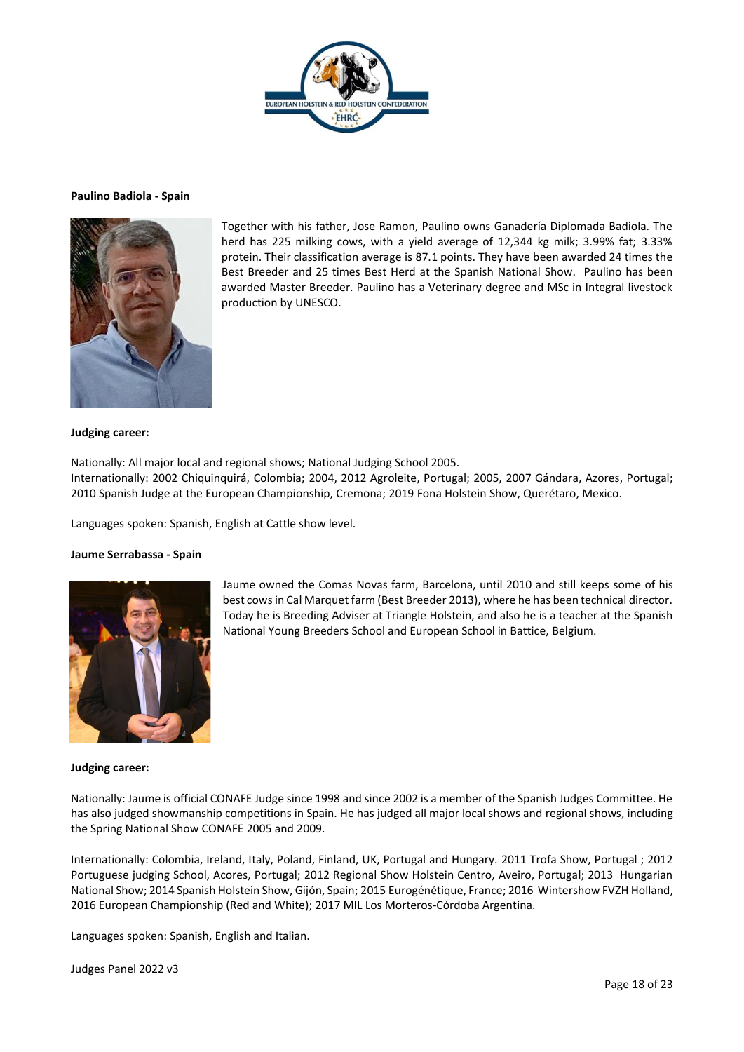**Paulino Badiola - Spain**

Together with his father, Jose Ramon, Paulino owns Ganadería Diplomada Badiola. The herd has 225 milking cows, with a yield average of 12,344 kg milk; 3.99% fat; 3.33% protein. Their classification average is 87.1 points. They have been awarded 24 times the Best Breeder and 25 times Best Herd at the Spanish National Show. Paulino has been awarded Master Breeder. Paulino has a Veterinary degree and MSc in Integral livestock production by UNESCO.

**Judging career:**

Nationally: All major local and regional shows; National Judging School 2005.
Internationally: 2002 Chiquinquirá, Colombia; 2004, 2012 Agroleite, Portugal; 2005, 2007 Gándara, Azores, Portugal; 2010 Spanish Judge at the European Championship, Cremona; 2019 Fona Holstein Show, Querétaro, Mexico.

Languages spoken: Spanish, English at Cattle show level.

**Jaume Serrabassa - Spain**

Jaume owned the Comas Novas farm, Barcelona, until 2010 and still keeps some of his best cows in Cal Marquet farm (Best Breeder 2013), where he has been technical director. Today he is Breeding Adviser at Triangle Holstein, and also he is a teacher at the Spanish National Young Breeders School and European School in Battice, Belgium.

**Judging career:**

Nationally: Jaume is official CONAFE Judge since 1998 and since 2002 is a member of the Spanish Judges Committee. He has also judged showmanship competitions in Spain. He has judged all major local shows and regional shows, including the Spring National Show CONAFE 2005 and 2009.

Internationally: Colombia, Ireland, Italy, Poland, Finland, UK, Portugal and Hungary. 2011 Trofa Show, Portugal ; 2012 Portuguese judging School, Acores, Portugal; 2012 Regional Show Holstein Centro, Aveiro, Portugal; 2013 Hungarian National Show; 2014 Spanish Holstein Show, Gijón, Spain; 2015 Eurogénétique, France; 2016 Wintershow FVZH Holland, 2016 European Championship (Red and White); 2017 MIL Los Morteros-Córdoba Argentina.

Languages spoken: Spanish, English and Italian.

Judges Panel 2022 v3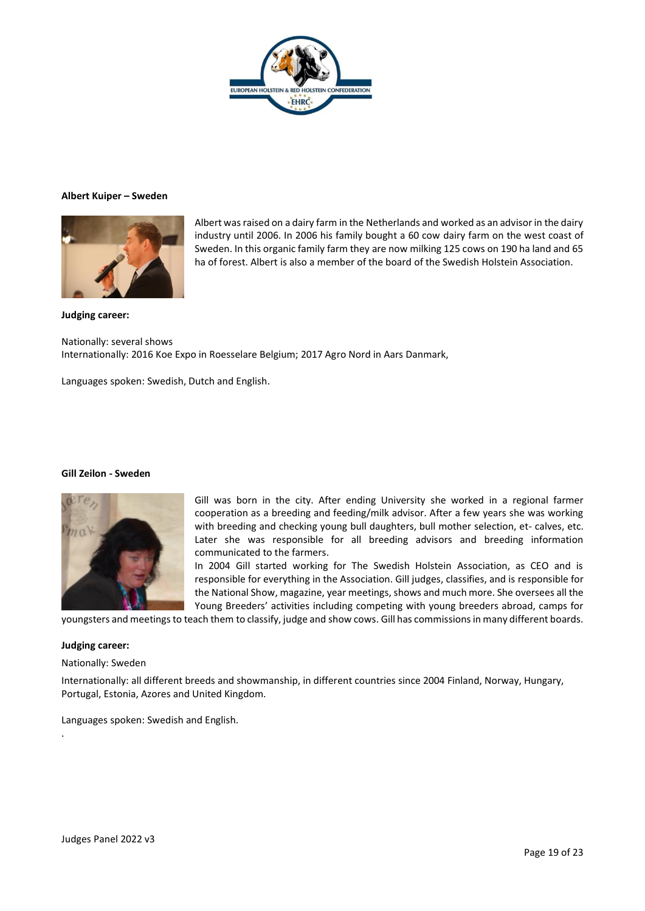**Albert Kuiper – Sweden**

Albert was raised on a dairy farm in the Netherlands and worked as an advisor in the dairy industry until 2006. In 2006 his family bought a 60 cow dairy farm on the west coast of Sweden. In this organic family farm they are now milking 125 cows on 190 ha land and 65 ha of forest. Albert is also a member of the board of the Swedish Holstein Association.

**Judging career:**

Nationally: several shows
Internationally: 2016 Koe Expo in Roesselare Belgium; 2017 Agro Nord in Aars Danmark,

Languages spoken: Swedish, Dutch and English.

**Gill Zeilon - Sweden**

Gill was born in the city. After ending University she worked in a regional farmer cooperation as a breeding and feeding/milk advisor. After a few years she was working with breeding and checking young bull daughters, bull mother selection, et- calves, etc. Later she was responsible for all breeding advisors and breeding information communicated to the farmers.

In 2004 Gill started working for The Swedish Holstein Association, as CEO and is responsible for everything in the Association. Gill judges, classifies, and is responsible for the National Show, magazine, year meetings, shows and much more. She oversees all the Young Breeders' activities including competing with young breeders abroad, camps for youngsters and meetings to teach them to classify, judge and show cows. Gill has commissions in many different boards.

**Judging career:**

Nationally: Sweden

Internationally: all different breeds and showmanship, in different countries since 2004 Finland, Norway, Hungary, Portugal, Estonia, Azores and United Kingdom.

Languages spoken: Swedish and English.

.

Judges Panel 2022 v3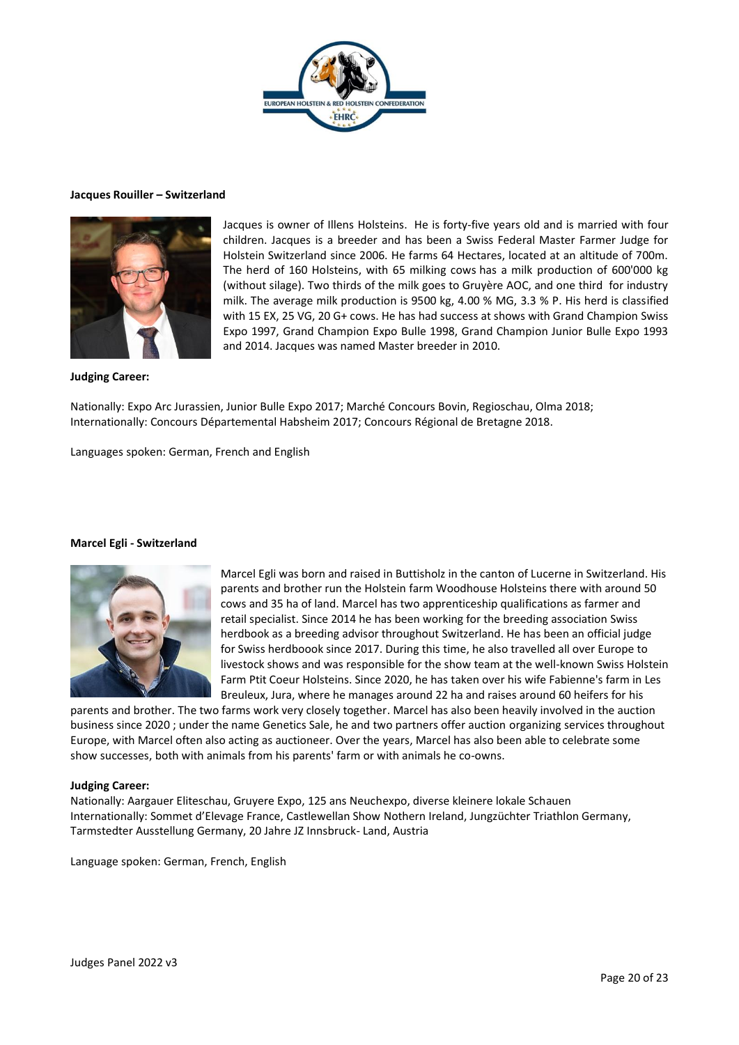**Jacques Rouiller – Switzerland**

Jacques is owner of Illens Holsteins. He is forty-five years old and is married with four children. Jacques is a breeder and has been a Swiss Federal Master Farmer Judge for Holstein Switzerland since 2006. He farms 64 Hectares, located at an altitude of 700m. The herd of 160 Holsteins, with 65 milking cows has a milk production of 600'000 kg (without silage). Two thirds of the milk goes to Gruyère AOC, and one third for industry milk. The average milk production is 9500 kg, 4.00 % MG, 3.3 % P. His herd is classified with 15 EX, 25 VG, 20 G+ cows. He has had success at shows with Grand Champion Swiss Expo 1997, Grand Champion Expo Bulle 1998, Grand Champion Junior Bulle Expo 1993 and 2014. Jacques was named Master breeder in 2010.

**Judging Career:**

Nationally: Expo Arc Jurassien, Junior Bulle Expo 2017; Marché Concours Bovin, Regioschau, Olma 2018;
Internationally: Concours Départemental Habsheim 2017; Concours Régional de Bretagne 2018.

Languages spoken: German, French and English

**Marcel Egli - Switzerland**

Marcel Egli was born and raised in Buttisholz in the canton of Lucerne in Switzerland. His parents and brother run the Holstein farm Woodhouse Holsteins there with around 50 cows and 35 ha of land. Marcel has two apprenticeship qualifications as farmer and retail specialist. Since 2014 he has been working for the breeding association Swiss herdbook as a breeding advisor throughout Switzerland. He has been an official judge for Swiss herdboook since 2017. During this time, he also travelled all over Europe to livestock shows and was responsible for the show team at the well-known Swiss Holstein Farm Ptit Coeur Holsteins. Since 2020, he has taken over his wife Fabienne's farm in Les Breuleux, Jura, where he manages around 22 ha and raises around 60 heifers for his parents and brother. The two farms work very closely together. Marcel has also been heavily involved in the auction business since 2020 ; under the name Genetics Sale, he and two partners offer auction organizing services throughout Europe, with Marcel often also acting as auctioneer. Over the years, Marcel has also been able to celebrate some show successes, both with animals from his parents' farm or with animals he co-owns.

**Judging Career:**

Nationally: Aargauer Eliteschau, Gruyere Expo, 125 ans Neuchexpo, diverse kleinere lokale Schauen
Internationally: Sommet d'Elevage France, Castlewellan Show Nothern Ireland, Jungzüchter Triathlon Germany, Tarmstedter Ausstellung Germany, 20 Jahre JZ Innsbruck- Land, Austria

Language spoken: German, French, English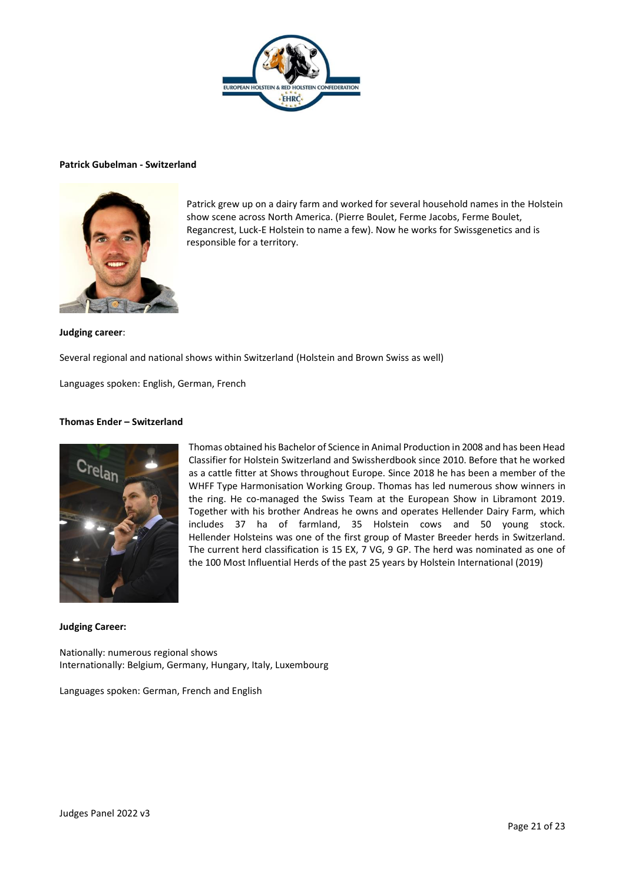**Patrick Gubelman - Switzerland**

Patrick grew up on a dairy farm and worked for several household names in the Holstein show scene across North America. (Pierre Boulet, Ferme Jacobs, Ferme Boulet, Regancrest, Luck-E Holstein to name a few). Now he works for Swissgenetics and is responsible for a territory.

**Judging career**:

Several regional and national shows within Switzerland (Holstein and Brown Swiss as well)

Languages spoken: English, German, French

**Thomas Ender – Switzerland**

Thomas obtained his Bachelor of Science in Animal Production in 2008 and has been Head Classifier for Holstein Switzerland and Swissherdbook since 2010. Before that he worked as a cattle fitter at Shows throughout Europe. Since 2018 he has been a member of the WHFF Type Harmonisation Working Group. Thomas has led numerous show winners in the ring. He co-managed the Swiss Team at the European Show in Libramont 2019. Together with his brother Andreas he owns and operates Hellender Dairy Farm, which includes 37 ha of farmland, 35 Holstein cows and 50 young stock. Hellender Holsteins was one of the first group of Master Breeder herds in Switzerland. The current herd classification is 15 EX, 7 VG, 9 GP. The herd was nominated as one of the 100 Most Influential Herds of the past 25 years by Holstein International (2019)

**Judging Career:**

Nationally: numerous regional shows
Internationally: Belgium, Germany, Hungary, Italy, Luxembourg

Languages spoken: German, French and English

Judges Panel 2022 v3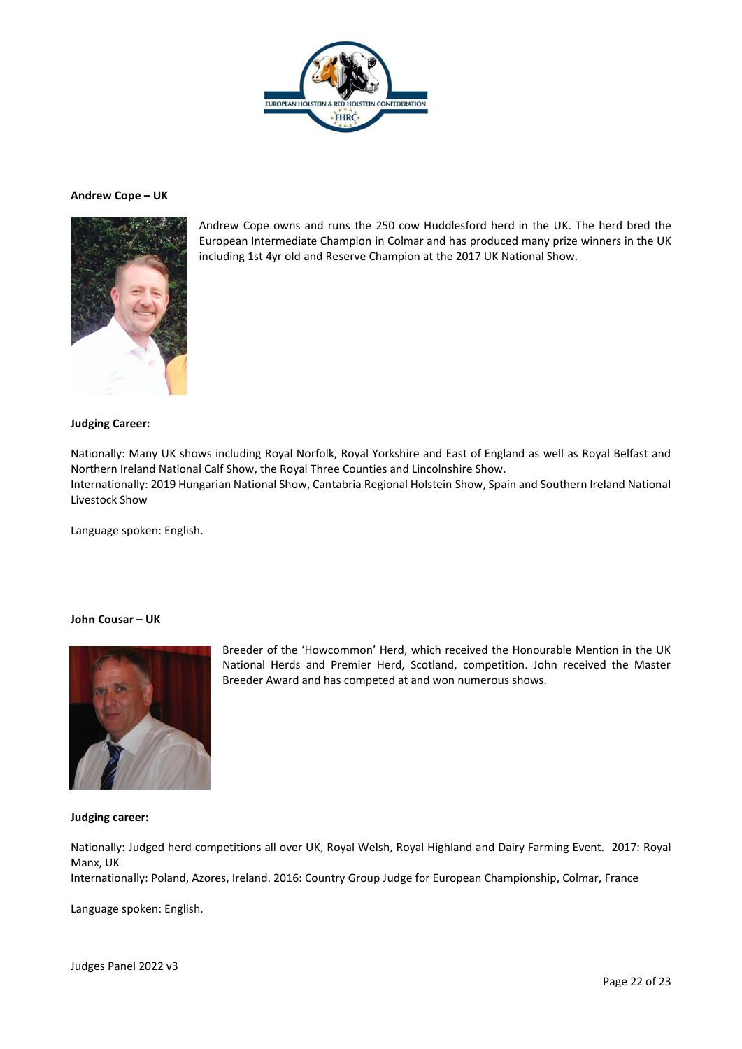**Andrew Cope – UK**

Andrew Cope owns and runs the 250 cow Huddlesford herd in the UK. The herd bred the European Intermediate Champion in Colmar and has produced many prize winners in the UK including 1st 4yr old and Reserve Champion at the 2017 UK National Show.

**Judging Career:**

Nationally: Many UK shows including Royal Norfolk, Royal Yorkshire and East of England as well as Royal Belfast and Northern Ireland National Calf Show, the Royal Three Counties and Lincolnshire Show.
Internationally: 2019 Hungarian National Show, Cantabria Regional Holstein Show, Spain and Southern Ireland National Livestock Show

Language spoken: English.

**John Cousar – UK**

Breeder of the 'Howcommon' Herd, which received the Honourable Mention in the UK National Herds and Premier Herd, Scotland, competition. John received the Master Breeder Award and has competed at and won numerous shows.

**Judging career:**

Nationally: Judged herd competitions all over UK, Royal Welsh, Royal Highland and Dairy Farming Event. 2017: Royal Manx, UK
Internationally: Poland, Azores, Ireland. 2016: Country Group Judge for European Championship, Colmar, France

Language spoken: English.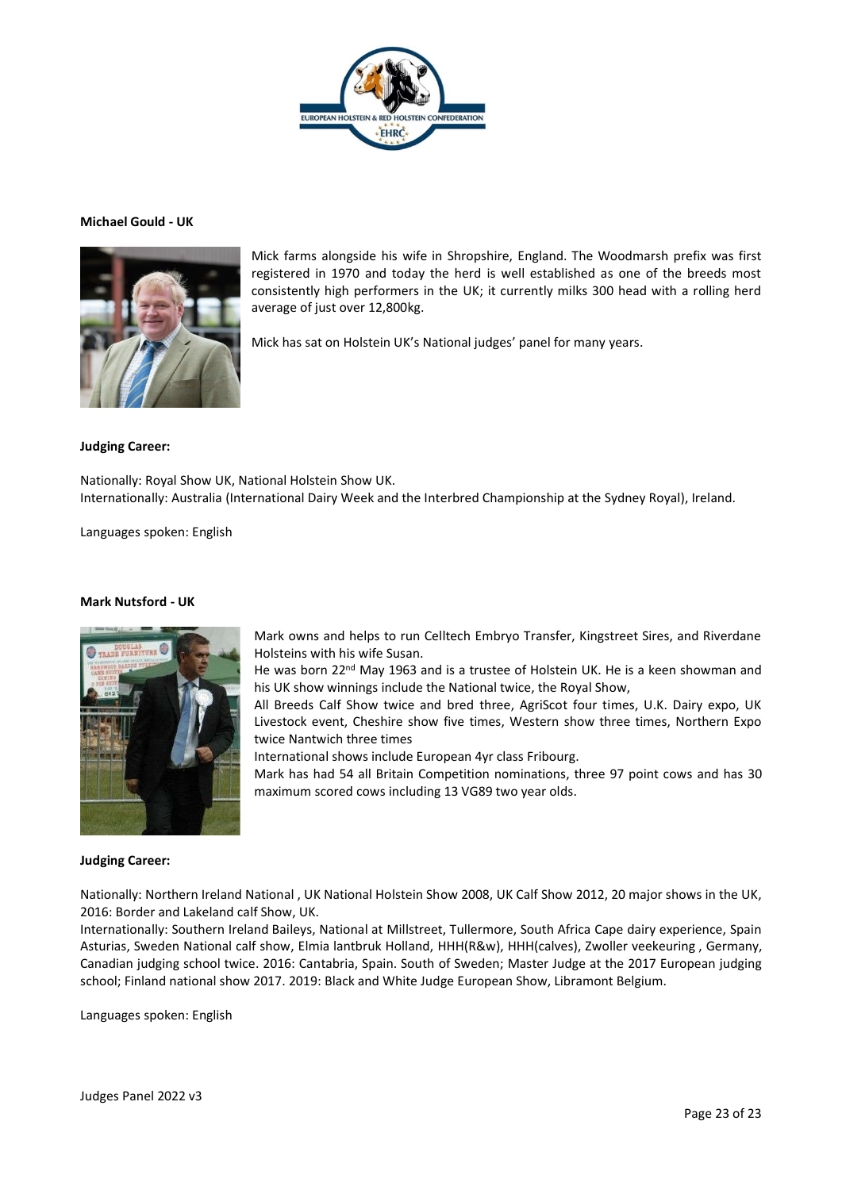**Michael Gould - UK**

Mick farms alongside his wife in Shropshire, England. The Woodmarsh prefix was first registered in 1970 and today the herd is well established as one of the breeds most consistently high performers in the UK; it currently milks 300 head with a rolling herd average of just over 12,800kg.

Mick has sat on Holstein UK's National judges' panel for many years.

**Judging Career:**

Nationally: Royal Show UK, National Holstein Show UK.
Internationally: Australia (International Dairy Week and the Interbred Championship at the Sydney Royal), Ireland.

Languages spoken: English

**Mark Nutsford - UK**

Mark owns and helps to run Celltech Embryo Transfer, Kingstreet Sires, and Riverdane Holsteins with his wife Susan.
He was born 22nd May 1963 and is a trustee of Holstein UK. He is a keen showman and his UK show winnings include the National twice, the Royal Show,
All Breeds Calf Show twice and bred three, AgriScot four times, U.K. Dairy expo, UK Livestock event, Cheshire show five times, Western show three times, Northern Expo twice Nantwich three times
International shows include European 4yr class Fribourg.
Mark has had 54 all Britain Competition nominations, three 97 point cows and has 30 maximum scored cows including 13 VG89 two year olds.

**Judging Career:**

Nationally: Northern Ireland National , UK National Holstein Show 2008, UK Calf Show 2012, 20 major shows in the UK, 2016: Border and Lakeland calf Show, UK.
Internationally: Southern Ireland Baileys, National at Millstreet, Tullermore, South Africa Cape dairy experience, Spain Asturias, Sweden National calf show, Elmia lantbruk Holland, HHH(R&w), HHH(calves), Zwoller veekeuring , Germany, Canadian judging school twice. 2016: Cantabria, Spain. South of Sweden; Master Judge at the 2017 European judging school; Finland national show 2017. 2019: Black and White Judge European Show, Libramont Belgium.

Languages spoken: English